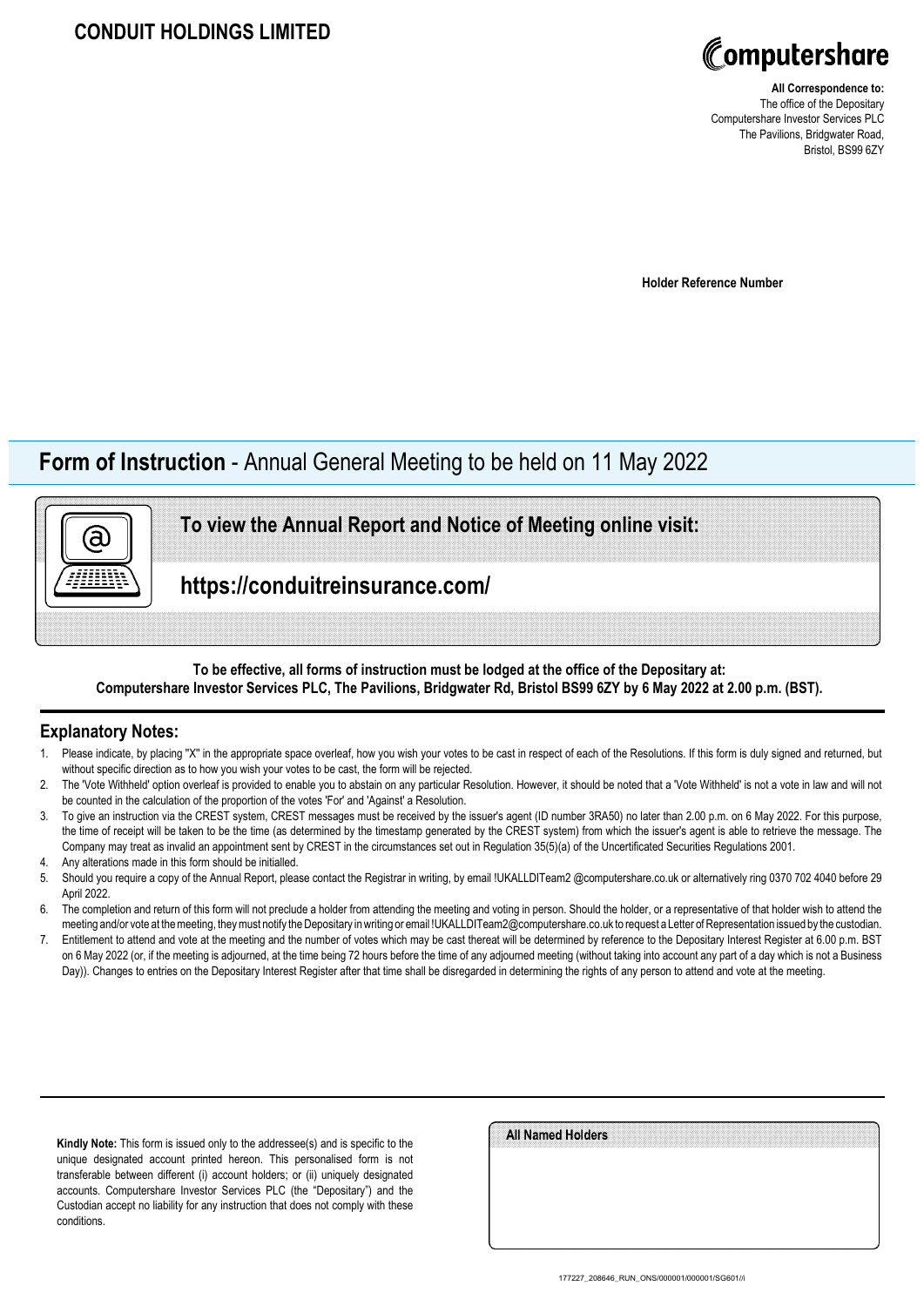# CONDUIT HOLDINGS LIMITED

Computershare

**All Correspondence to:**
The office of the Depositary
Computershare Investor Services PLC
The Pavilions, Bridgwater Road,
Bristol, BS99 6ZY

**Holder Reference Number**

## **Form of Instruction** - Annual General Meeting to be held on 11 May 2022

### To view the Annual Report and Notice of Meeting online visit:

### https://conduitreinsurance.com/

**To be effective, all forms of instruction must be lodged at the office of the Depositary at: Computershare Investor Services PLC, The Pavilions, Bridgwater Rd, Bristol BS99 6ZY by 6 May 2022 at 2.00 p.m. (BST).**

## Explanatory Notes:

1. Please indicate, by placing "X" in the appropriate space overleaf, how you wish your votes to be cast in respect of each of the Resolutions. If this form is duly signed and returned, but without specific direction as to how you wish your votes to be cast, the form will be rejected.
2. The 'Vote Withheld' option overleaf is provided to enable you to abstain on any particular Resolution. However, it should be noted that a 'Vote Withheld' is not a vote in law and will not be counted in the calculation of the proportion of the votes 'For' and 'Against' a Resolution.
3. To give an instruction via the CREST system, CREST messages must be received by the issuer's agent (ID number 3RA50) no later than 2.00 p.m. on 6 May 2022. For this purpose, the time of receipt will be taken to be the time (as determined by the timestamp generated by the CREST system) from which the issuer's agent is able to retrieve the message. The Company may treat as invalid an appointment sent by CREST in the circumstances set out in Regulation 35(5)(a) of the Uncertificated Securities Regulations 2001.
4. Any alterations made in this form should be initialled.
5. Should you require a copy of the Annual Report, please contact the Registrar in writing, by email !UKALLDITeam2 @computershare.co.uk or alternatively ring 0370 702 4040 before 29 April 2022.
6. The completion and return of this form will not preclude a holder from attending the meeting and voting in person. Should the holder, or a representative of that holder wish to attend the meeting and/or vote at the meeting, they must notify the Depositary in writing or email !UKALLDITeam2@computershare.co.uk to request a Letter of Representation issued by the custodian.
7. Entitlement to attend and vote at the meeting and the number of votes which may be cast thereat will be determined by reference to the Depositary Interest Register at 6.00 p.m. BST on 6 May 2022 (or, if the meeting is adjourned, at the time being 72 hours before the time of any adjourned meeting (without taking into account any part of a day which is not a Business Day)). Changes to entries on the Depositary Interest Register after that time shall be disregarded in determining the rights of any person to attend and vote at the meeting.

**Kindly Note:** This form is issued only to the addressee(s) and is specific to the unique designated account printed hereon. This personalised form is not transferable between different (i) account holders; or (ii) uniquely designated accounts. Computershare Investor Services PLC (the "Depositary") and the Custodian accept no liability for any instruction that does not comply with these conditions.

**All Named Holders**

177227_208646_RUN_ONS/000001/000001/SG601//i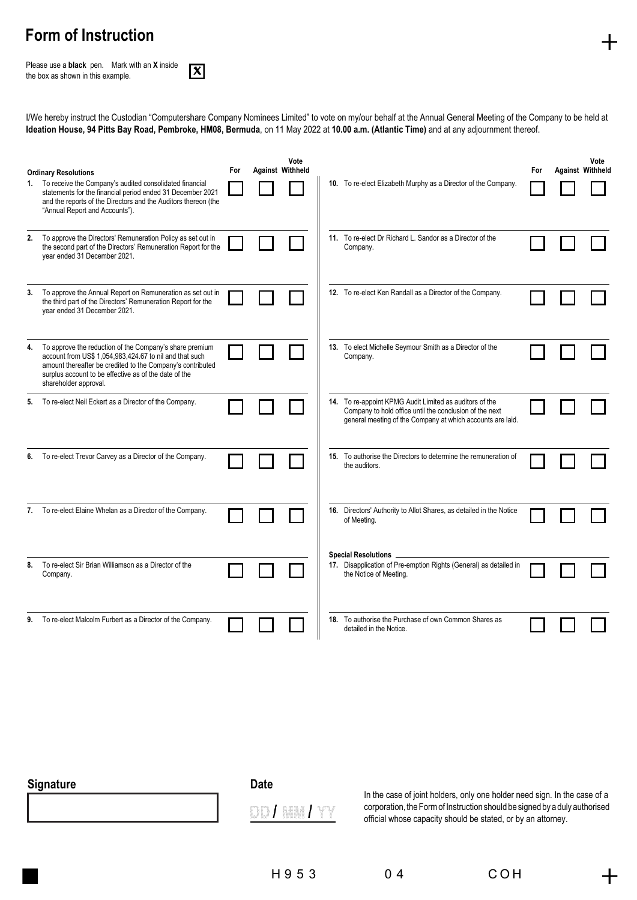# Form of Instruction

Please use a **black** pen. Mark with an **X** inside the box as shown in this example. ☒

I/We hereby instruct the Custodian "Computershare Company Nominees Limited" to vote on my/our behalf at the Annual General Meeting of the Company to be held at **Ideation House, 94 Pitts Bay Road, Pembroke, HM08, Bermuda**, on 11 May 2022 at **10.00 a.m. (Atlantic Time)** and at any adjournment thereof.

| **Ordinary Resolutions** | For | Against | Vote Withheld |
|---|---|---|---|
| 1. To receive the Company's audited consolidated financial statements for the financial period ended 31 December 2021 and the reports of the Directors and the Auditors thereon (the "Annual Report and Accounts"). | ☐ | ☐ | ☐ |
| 2. To approve the Directors' Remuneration Policy as set out in the second part of the Directors' Remuneration Report for the year ended 31 December 2021. | ☐ | ☐ | ☐ |
| 3. To approve the Annual Report on Remuneration as set out in the third part of the Directors' Remuneration Report for the year ended 31 December 2021. | ☐ | ☐ | ☐ |
| 4. To approve the reduction of the Company's share premium account from US$ 1,054,983,424.67 to nil and that such amount thereafter be credited to the Company's contributed surplus account to be effective as of the date of the shareholder approval. | ☐ | ☐ | ☐ |
| 5. To re-elect Neil Eckert as a Director of the Company. | ☐ | ☐ | ☐ |
| 6. To re-elect Trevor Carvey as a Director of the Company. | ☐ | ☐ | ☐ |
| 7. To re-elect Elaine Whelan as a Director of the Company. | ☐ | ☐ | ☐ |
| 8. To re-elect Sir Brian Williamson as a Director of the Company. | ☐ | ☐ | ☐ |
| 9. To re-elect Malcolm Furbert as a Director of the Company. | ☐ | ☐ | ☐ |
| 10. To re-elect Elizabeth Murphy as a Director of the Company. | ☐ | ☐ | ☐ |
| 11. To re-elect Dr Richard L. Sandor as a Director of the Company. | ☐ | ☐ | ☐ |
| 12. To re-elect Ken Randall as a Director of the Company. | ☐ | ☐ | ☐ |
| 13. To elect Michelle Seymour Smith as a Director of the Company. | ☐ | ☐ | ☐ |
| 14. To re-appoint KPMG Audit Limited as auditors of the Company to hold office until the conclusion of the next general meeting of the Company at which accounts are laid. | ☐ | ☐ | ☐ |
| 15. To authorise the Directors to determine the remuneration of the auditors. | ☐ | ☐ | ☐ |
| 16. Directors' Authority to Allot Shares, as detailed in the Notice of Meeting. | ☐ | ☐ | ☐ |
| **Special Resolutions** | | | |
| 17. Disapplication of Pre-emption Rights (General) as detailed in the Notice of Meeting. | ☐ | ☐ | ☐ |
| 18. To authorise the Purchase of own Common Shares as detailed in the Notice. | ☐ | ☐ | ☐ |

**Signature**

**Date**

DD / MM / YY

In the case of joint holders, only one holder need sign. In the case of a corporation, the Form of Instruction should be signed by a duly authorised official whose capacity should be stated, or by an attorney.

H953 04 COH